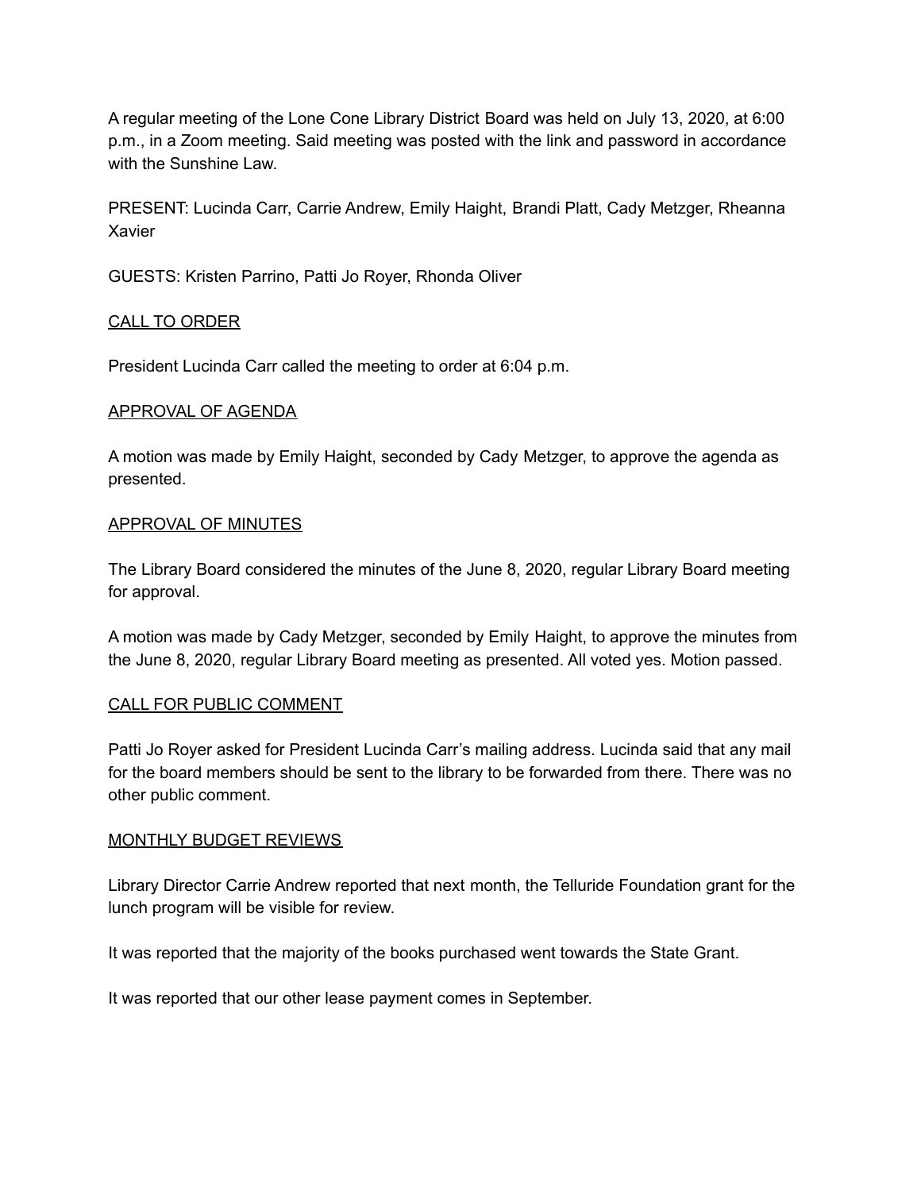A regular meeting of the Lone Cone Library District Board was held on July 13, 2020, at 6:00 p.m., in a Zoom meeting. Said meeting was posted with the link and password in accordance with the Sunshine Law.

PRESENT: Lucinda Carr, Carrie Andrew, Emily Haight, Brandi Platt, Cady Metzger, Rheanna Xavier

GUESTS: Kristen Parrino, Patti Jo Royer, Rhonda Oliver

<u>CALL TO ORDER</u>

President Lucinda Carr called the meeting to order at 6:04 p.m.

<u>APPROVAL OF AGENDA</u>

A motion was made by Emily Haight, seconded by Cady Metzger, to approve the agenda as presented.

<u>APPROVAL OF MINUTES</u>

The Library Board considered the minutes of the June 8, 2020, regular Library Board meeting for approval.

A motion was made by Cady Metzger, seconded by Emily Haight, to approve the minutes from the June 8, 2020, regular Library Board meeting as presented. All voted yes. Motion passed.

<u>CALL FOR PUBLIC COMMENT</u>

Patti Jo Royer asked for President Lucinda Carr's mailing address. Lucinda said that any mail for the board members should be sent to the library to be forwarded from there. There was no other public comment.

<u>MONTHLY BUDGET REVIEWS</u>

Library Director Carrie Andrew reported that next month, the Telluride Foundation grant for the lunch program will be visible for review.

It was reported that the majority of the books purchased went towards the State Grant.

It was reported that our other lease payment comes in September.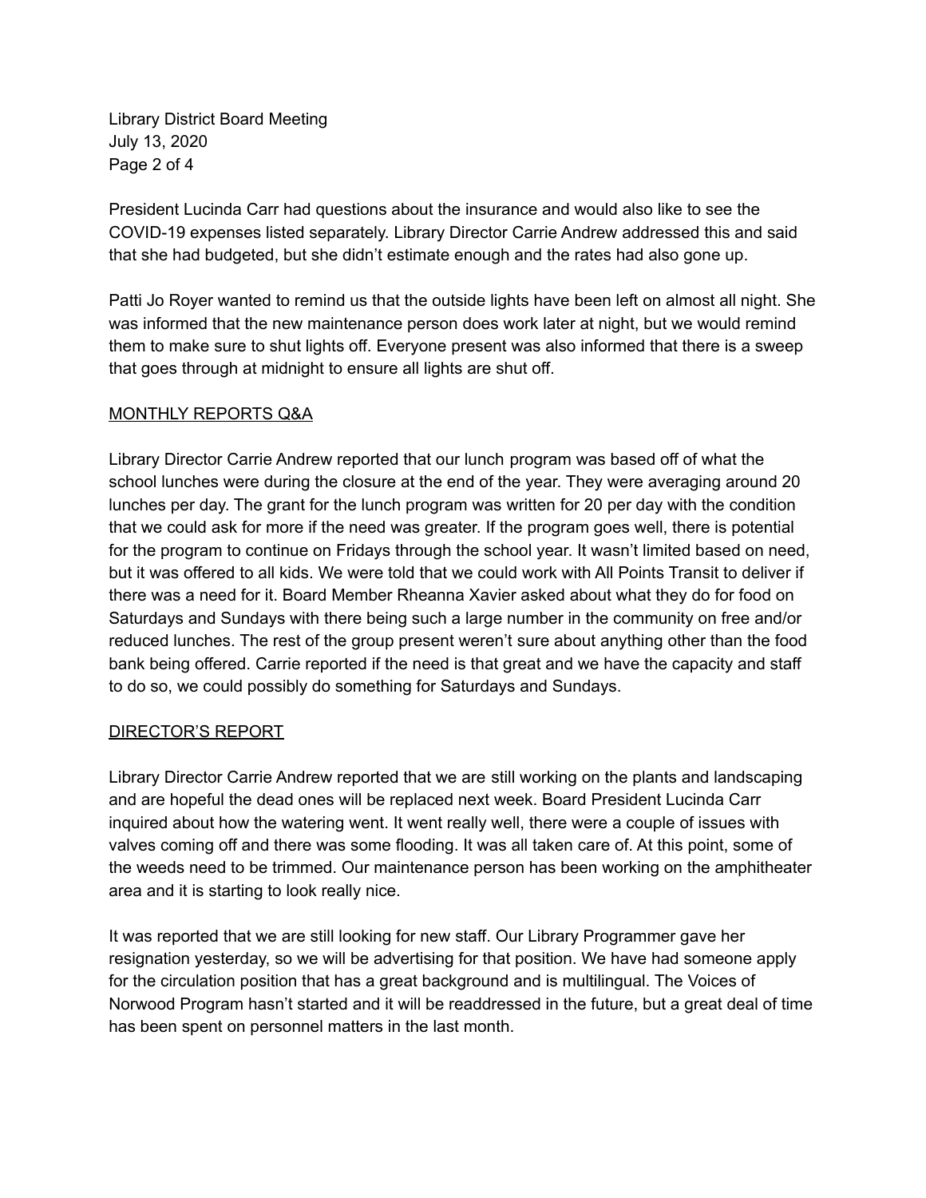President Lucinda Carr had questions about the insurance and would also like to see the COVID-19 expenses listed separately. Library Director Carrie Andrew addressed this and said that she had budgeted, but she didn't estimate enough and the rates had also gone up.

Patti Jo Royer wanted to remind us that the outside lights have been left on almost all night. She was informed that the new maintenance person does work later at night, but we would remind them to make sure to shut lights off. Everyone present was also informed that there is a sweep that goes through at midnight to ensure all lights are shut off.

## MONTHLY REPORTS Q&A

Library Director Carrie Andrew reported that our lunch program was based off of what the school lunches were during the closure at the end of the year. They were averaging around 20 lunches per day. The grant for the lunch program was written for 20 per day with the condition that we could ask for more if the need was greater. If the program goes well, there is potential for the program to continue on Fridays through the school year. It wasn't limited based on need, but it was offered to all kids. We were told that we could work with All Points Transit to deliver if there was a need for it. Board Member Rheanna Xavier asked about what they do for food on Saturdays and Sundays with there being such a large number in the community on free and/or reduced lunches. The rest of the group present weren't sure about anything other than the food bank being offered. Carrie reported if the need is that great and we have the capacity and staff to do so, we could possibly do something for Saturdays and Sundays.

## DIRECTOR'S REPORT

Library Director Carrie Andrew reported that we are still working on the plants and landscaping and are hopeful the dead ones will be replaced next week. Board President Lucinda Carr inquired about how the watering went. It went really well, there were a couple of issues with valves coming off and there was some flooding. It was all taken care of. At this point, some of the weeds need to be trimmed. Our maintenance person has been working on the amphitheater area and it is starting to look really nice.

It was reported that we are still looking for new staff. Our Library Programmer gave her resignation yesterday, so we will be advertising for that position. We have had someone apply for the circulation position that has a great background and is multilingual. The Voices of Norwood Program hasn't started and it will be readdressed in the future, but a great deal of time has been spent on personnel matters in the last month.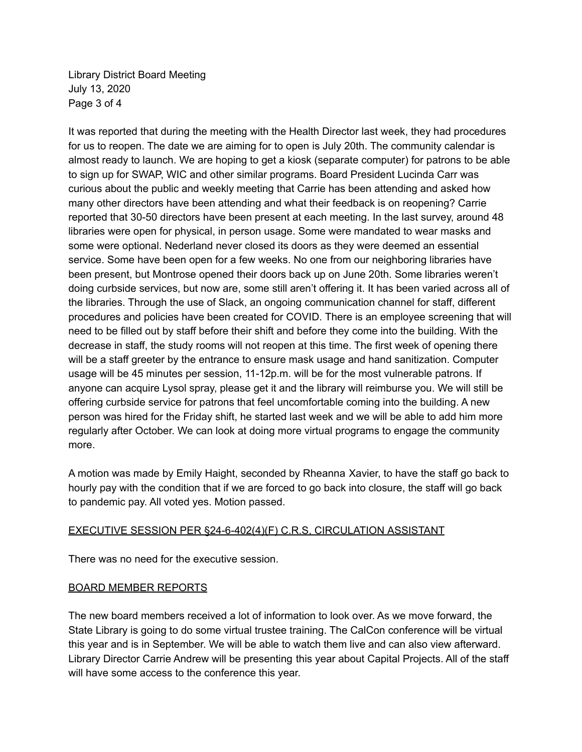It was reported that during the meeting with the Health Director last week, they had procedures for us to reopen. The date we are aiming for to open is July 20th. The community calendar is almost ready to launch. We are hoping to get a kiosk (separate computer) for patrons to be able to sign up for SWAP, WIC and other similar programs. Board President Lucinda Carr was curious about the public and weekly meeting that Carrie has been attending and asked how many other directors have been attending and what their feedback is on reopening? Carrie reported that 30-50 directors have been present at each meeting. In the last survey, around 48 libraries were open for physical, in person usage. Some were mandated to wear masks and some were optional. Nederland never closed its doors as they were deemed an essential service. Some have been open for a few weeks. No one from our neighboring libraries have been present, but Montrose opened their doors back up on June 20th. Some libraries weren't doing curbside services, but now are, some still aren't offering it. It has been varied across all of the libraries. Through the use of Slack, an ongoing communication channel for staff, different procedures and policies have been created for COVID. There is an employee screening that will need to be filled out by staff before their shift and before they come into the building. With the decrease in staff, the study rooms will not reopen at this time. The first week of opening there will be a staff greeter by the entrance to ensure mask usage and hand sanitization. Computer usage will be 45 minutes per session, 11-12p.m. will be for the most vulnerable patrons. If anyone can acquire Lysol spray, please get it and the library will reimburse you. We will still be offering curbside service for patrons that feel uncomfortable coming into the building. A new person was hired for the Friday shift, he started last week and we will be able to add him more regularly after October. We can look at doing more virtual programs to engage the community more.

A motion was made by Emily Haight, seconded by Rheanna Xavier, to have the staff go back to hourly pay with the condition that if we are forced to go back into closure, the staff will go back to pandemic pay. All voted yes. Motion passed.

## EXECUTIVE SESSION PER §24-6-402(4)(F) C.R.S, CIRCULATION ASSISTANT

There was no need for the executive session.

## BOARD MEMBER REPORTS

The new board members received a lot of information to look over. As we move forward, the State Library is going to do some virtual trustee training. The CalCon conference will be virtual this year and is in September. We will be able to watch them live and can also view afterward. Library Director Carrie Andrew will be presenting this year about Capital Projects. All of the staff will have some access to the conference this year.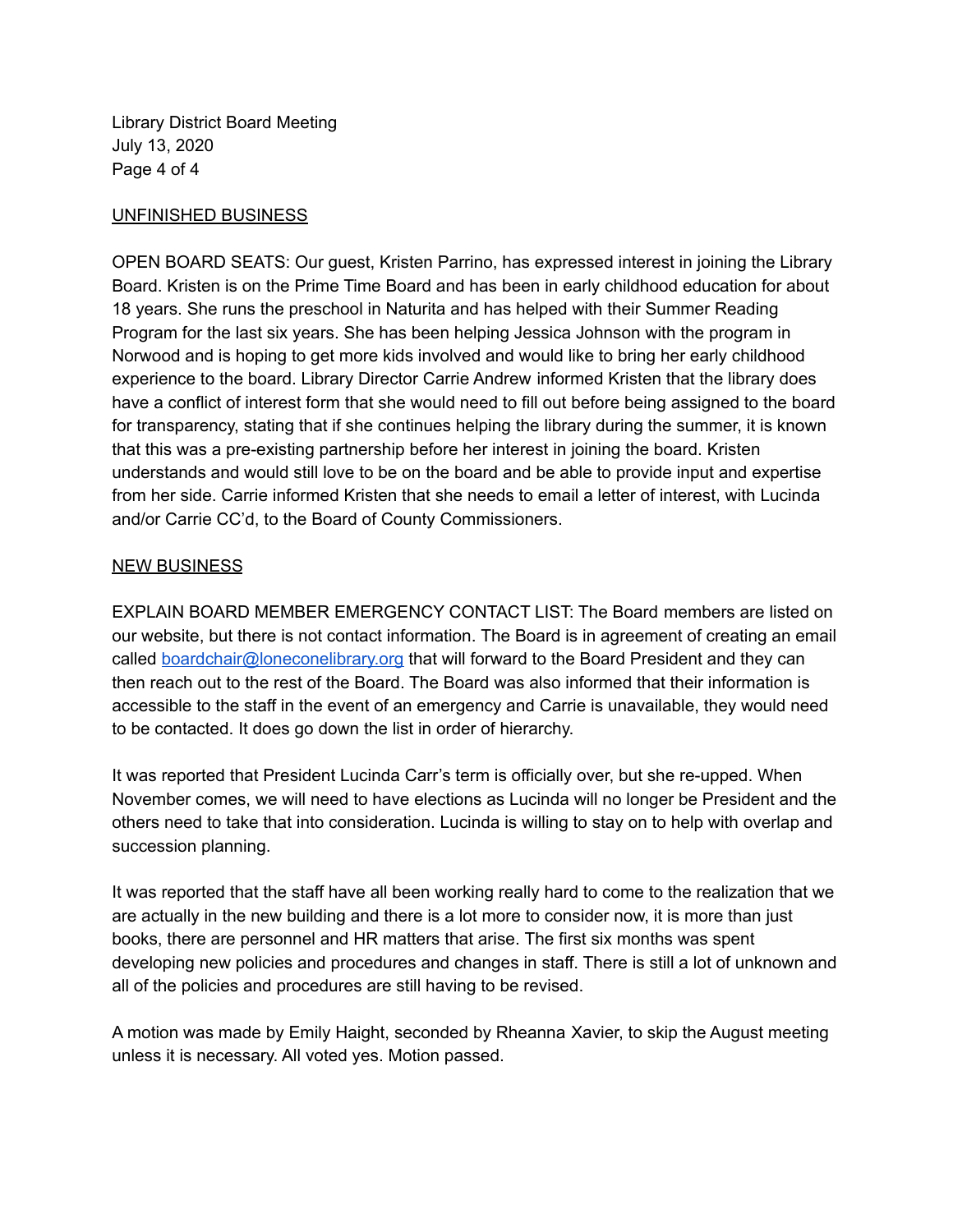## UNFINISHED BUSINESS

OPEN BOARD SEATS: Our guest, Kristen Parrino, has expressed interest in joining the Library Board. Kristen is on the Prime Time Board and has been in early childhood education for about 18 years. She runs the preschool in Naturita and has helped with their Summer Reading Program for the last six years. She has been helping Jessica Johnson with the program in Norwood and is hoping to get more kids involved and would like to bring her early childhood experience to the board. Library Director Carrie Andrew informed Kristen that the library does have a conflict of interest form that she would need to fill out before being assigned to the board for transparency, stating that if she continues helping the library during the summer, it is known that this was a pre-existing partnership before her interest in joining the board. Kristen understands and would still love to be on the board and be able to provide input and expertise from her side. Carrie informed Kristen that she needs to email a letter of interest, with Lucinda and/or Carrie CC'd, to the Board of County Commissioners.

## NEW BUSINESS

EXPLAIN BOARD MEMBER EMERGENCY CONTACT LIST: The Board members are listed on our website, but there is not contact information. The Board is in agreement of creating an email called boardchair@loneconelibrary.org that will forward to the Board President and they can then reach out to the rest of the Board. The Board was also informed that their information is accessible to the staff in the event of an emergency and Carrie is unavailable, they would need to be contacted. It does go down the list in order of hierarchy.

It was reported that President Lucinda Carr's term is officially over, but she re-upped. When November comes, we will need to have elections as Lucinda will no longer be President and the others need to take that into consideration. Lucinda is willing to stay on to help with overlap and succession planning.

It was reported that the staff have all been working really hard to come to the realization that we are actually in the new building and there is a lot more to consider now, it is more than just books, there are personnel and HR matters that arise. The first six months was spent developing new policies and procedures and changes in staff. There is still a lot of unknown and all of the policies and procedures are still having to be revised.

A motion was made by Emily Haight, seconded by Rheanna Xavier, to skip the August meeting unless it is necessary. All voted yes. Motion passed.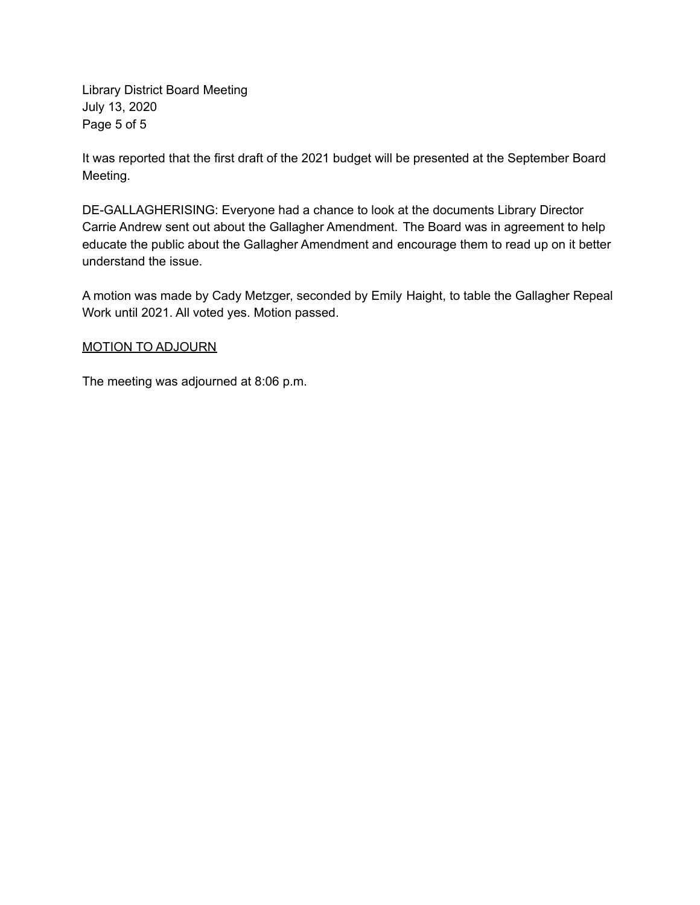It was reported that the first draft of the 2021 budget will be presented at the September Board Meeting.

DE-GALLAGHERISING: Everyone had a chance to look at the documents Library Director Carrie Andrew sent out about the Gallagher Amendment. The Board was in agreement to help educate the public about the Gallagher Amendment and encourage them to read up on it better understand the issue.

A motion was made by Cady Metzger, seconded by Emily Haight, to table the Gallagher Repeal Work until 2021. All voted yes. Motion passed.

<u>MOTION TO ADJOURN</u>

The meeting was adjourned at 8:06 p.m.